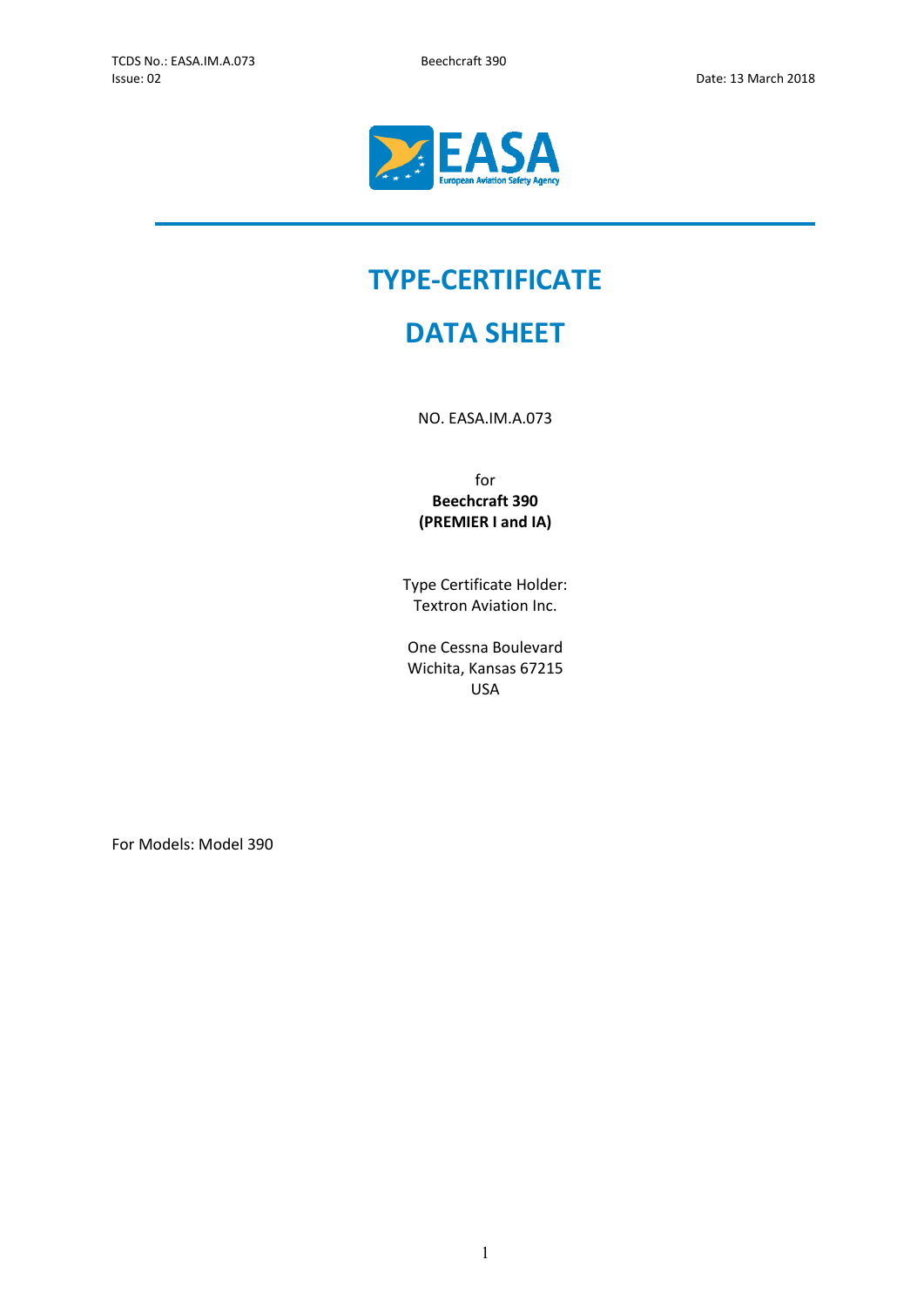# TYPE-CERTIFICATE

# DATA SHEET

NO. EASA.IM.A.073

for
**Beechcraft 390**
**(PREMIER I and IA)**

Type Certificate Holder:
Textron Aviation Inc.

One Cessna Boulevard
Wichita, Kansas 67215
USA

For Models: Model 390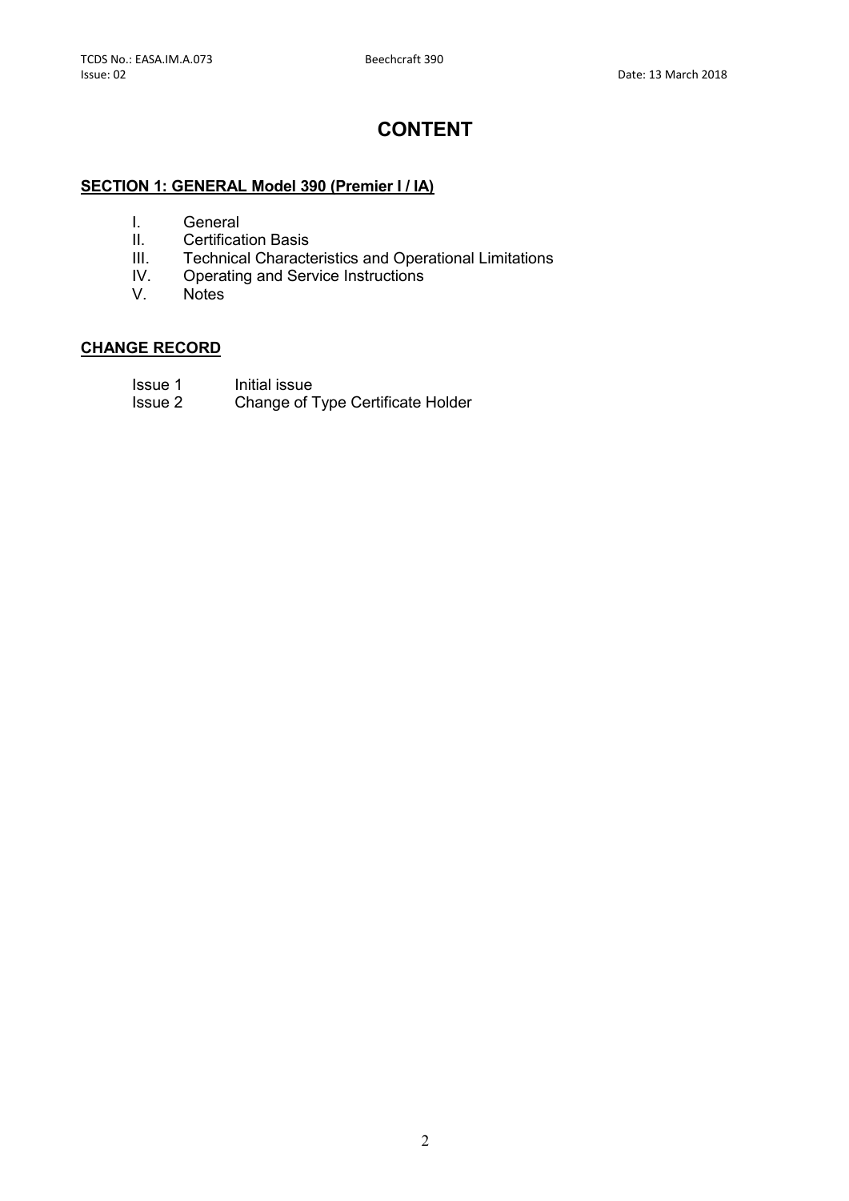# CONTENT

**SECTION 1: GENERAL Model 390 (Premier I / IA)**

I. General
II. Certification Basis
III. Technical Characteristics and Operational Limitations
IV. Operating and Service Instructions
V. Notes

**CHANGE RECORD**

| | |
|---|---|
| Issue 1 | Initial issue |
| Issue 2 | Change of Type Certificate Holder |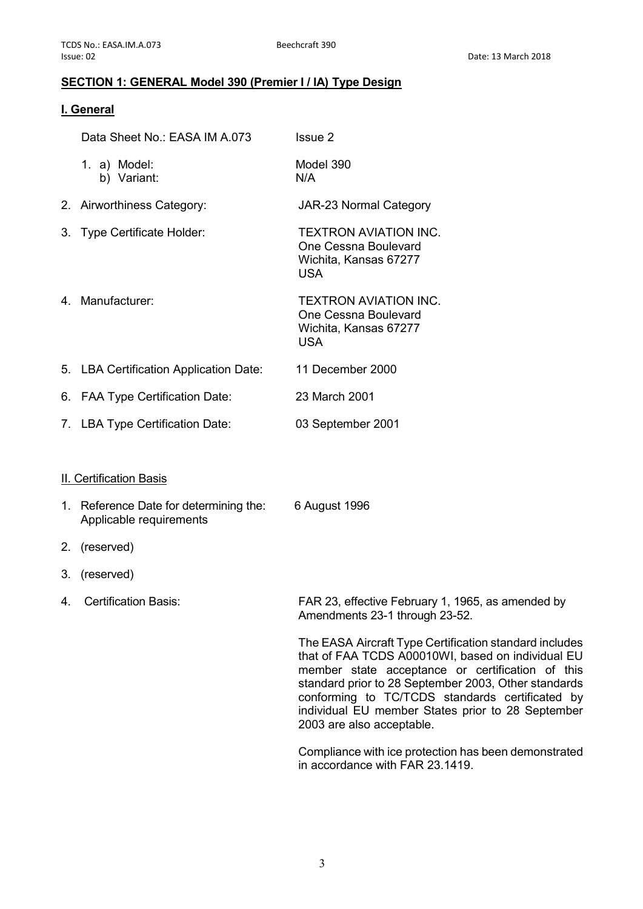## SECTION 1: GENERAL Model 390 (Premier I / IA) Type Design

### I. General

Data Sheet No.: EASA IM A.073 — Issue 2

1. a) Model: Model 390
   b) Variant: N/A
2. Airworthiness Category: JAR-23 Normal Category
3. Type Certificate Holder: TEXTRON AVIATION INC.
   One Cessna Boulevard
   Wichita, Kansas 67277
   USA
4. Manufacturer: TEXTRON AVIATION INC.
   One Cessna Boulevard
   Wichita, Kansas 67277
   USA
5. LBA Certification Application Date: 11 December 2000
6. FAA Type Certification Date: 23 March 2001
7. LBA Type Certification Date: 03 September 2001

### II. Certification Basis

1. Reference Date for determining the: Applicable requirements — 6 August 1996
2. (reserved)
3. (reserved)
4. Certification Basis: FAR 23, effective February 1, 1965, as amended by Amendments 23-1 through 23-52.

   The EASA Aircraft Type Certification standard includes that of FAA TCDS A00010WI, based on individual EU member state acceptance or certification of this standard prior to 28 September 2003, Other standards conforming to TC/TCDS standards certificated by individual EU member States prior to 28 September 2003 are also acceptable.

   Compliance with ice protection has been demonstrated in accordance with FAR 23.1419.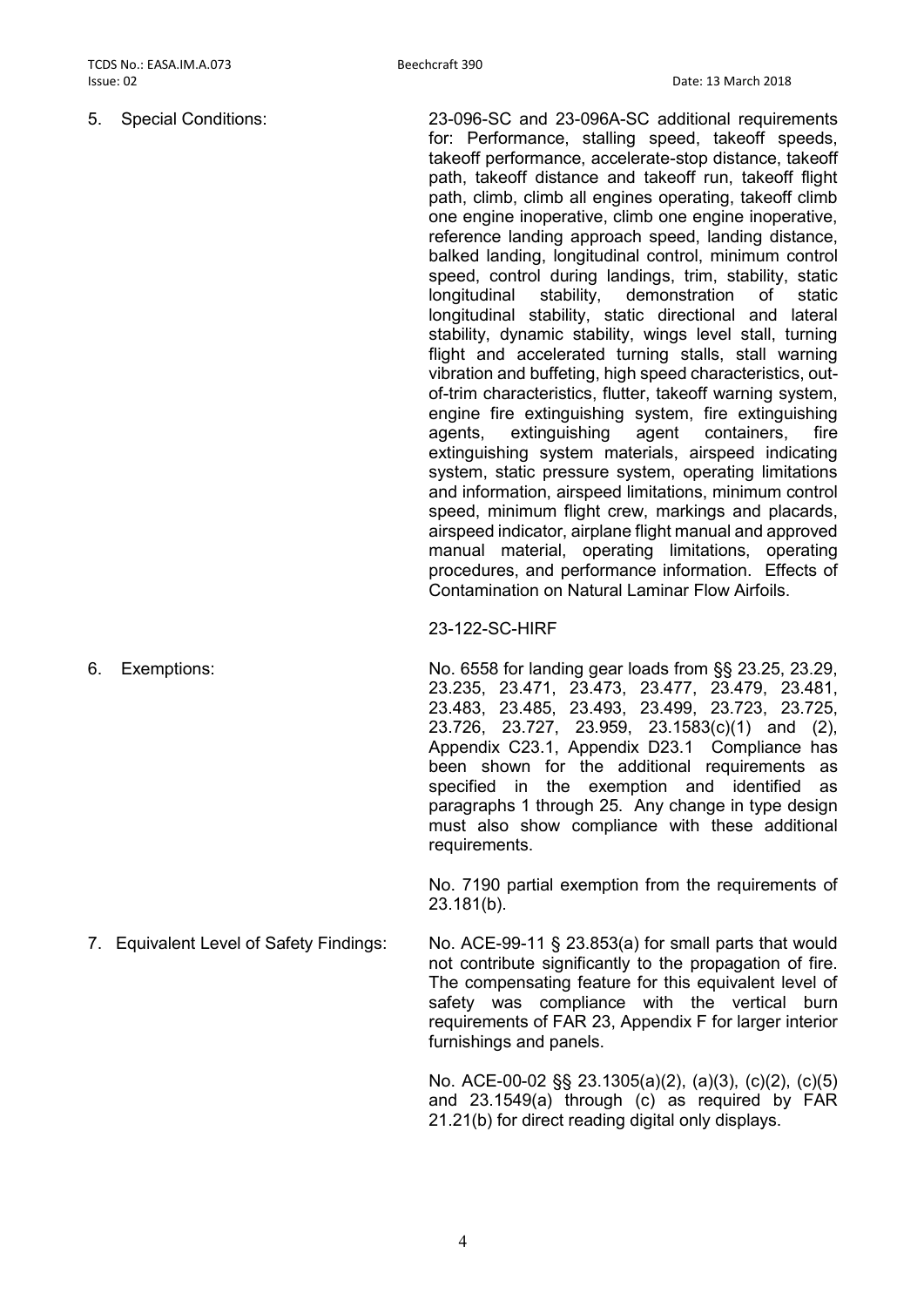5. Special Conditions:

23-096-SC and 23-096A-SC additional requirements for: Performance, stalling speed, takeoff speeds, takeoff performance, accelerate-stop distance, takeoff path, takeoff distance and takeoff run, takeoff flight path, climb, climb all engines operating, takeoff climb one engine inoperative, climb one engine inoperative, reference landing approach speed, landing distance, balked landing, longitudinal control, minimum control speed, control during landings, trim, stability, static longitudinal stability, demonstration of static longitudinal stability, static directional and lateral stability, dynamic stability, wings level stall, turning flight and accelerated turning stalls, stall warning vibration and buffeting, high speed characteristics, out-of-trim characteristics, flutter, takeoff warning system, engine fire extinguishing system, fire extinguishing agents, extinguishing agent containers, fire extinguishing system materials, airspeed indicating system, static pressure system, operating limitations and information, airspeed limitations, minimum control speed, minimum flight crew, markings and placards, airspeed indicator, airplane flight manual and approved manual material, operating limitations, operating procedures, and performance information. Effects of Contamination on Natural Laminar Flow Airfoils.

23-122-SC-HIRF

6. Exemptions:

No. 6558 for landing gear loads from §§ 23.25, 23.29, 23.235, 23.471, 23.473, 23.477, 23.479, 23.481, 23.483, 23.485, 23.493, 23.499, 23.723, 23.725, 23.726, 23.727, 23.959, 23.1583(c)(1) and (2), Appendix C23.1, Appendix D23.1 Compliance has been shown for the additional requirements as specified in the exemption and identified as paragraphs 1 through 25. Any change in type design must also show compliance with these additional requirements.

No. 7190 partial exemption from the requirements of 23.181(b).

7. Equivalent Level of Safety Findings:

No. ACE-99-11 § 23.853(a) for small parts that would not contribute significantly to the propagation of fire. The compensating feature for this equivalent level of safety was compliance with the vertical burn requirements of FAR 23, Appendix F for larger interior furnishings and panels.

No. ACE-00-02 §§ 23.1305(a)(2), (a)(3), (c)(2), (c)(5) and 23.1549(a) through (c) as required by FAR 21.21(b) for direct reading digital only displays.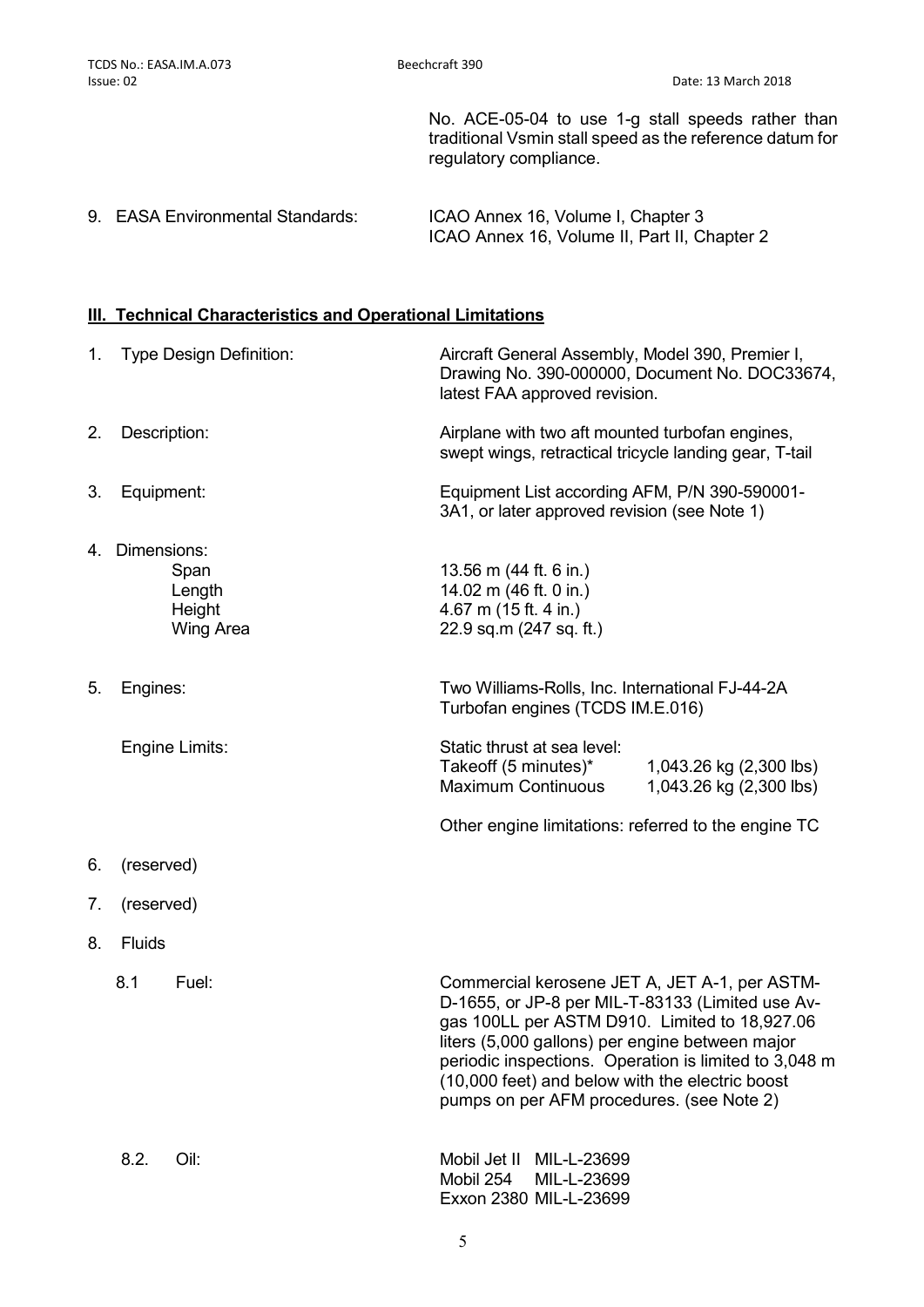No. ACE-05-04 to use 1-g stall speeds rather than traditional Vsmin stall speed as the reference datum for regulatory compliance.

9. EASA Environmental Standards: ICAO Annex 16, Volume I, Chapter 3
ICAO Annex 16, Volume II, Part II, Chapter 2

## III. Technical Characteristics and Operational Limitations

1. Type Design Definition: Aircraft General Assembly, Model 390, Premier I, Drawing No. 390-000000, Document No. DOC33674, latest FAA approved revision.

2. Description: Airplane with two aft mounted turbofan engines, swept wings, retractical tricycle landing gear, T-tail

3. Equipment: Equipment List according AFM, P/N 390-590001-3A1, or later approved revision (see Note 1)

4. Dimensions:

| | |
|---|---|
| Span | 13.56 m (44 ft. 6 in.) |
| Length | 14.02 m (46 ft. 0 in.) |
| Height | 4.67 m (15 ft. 4 in.) |
| Wing Area | 22.9 sq.m (247 sq. ft.) |

5. Engines: Two Williams-Rolls, Inc. International FJ-44-2A Turbofan engines (TCDS IM.E.016)

   Engine Limits: Static thrust at sea level:

| | |
|---|---|
| Takeoff (5 minutes)* | 1,043.26 kg (2,300 lbs) |
| Maximum Continuous | 1,043.26 kg (2,300 lbs) |

   Other engine limitations: referred to the engine TC

6. (reserved)

7. (reserved)

8. Fluids

   8.1 Fuel: Commercial kerosene JET A, JET A-1, per ASTM-D-1655, or JP-8 per MIL-T-83133 (Limited use Av-gas 100LL per ASTM D910. Limited to 18,927.06 liters (5,000 gallons) per engine between major periodic inspections. Operation is limited to 3,048 m (10,000 feet) and below with the electric boost pumps on per AFM procedures. (see Note 2)

   8.2. Oil:

| | |
|---|---|
| Mobil Jet II | MIL-L-23699 |
| Mobil 254 | MIL-L-23699 |
| Exxon 2380 | MIL-L-23699 |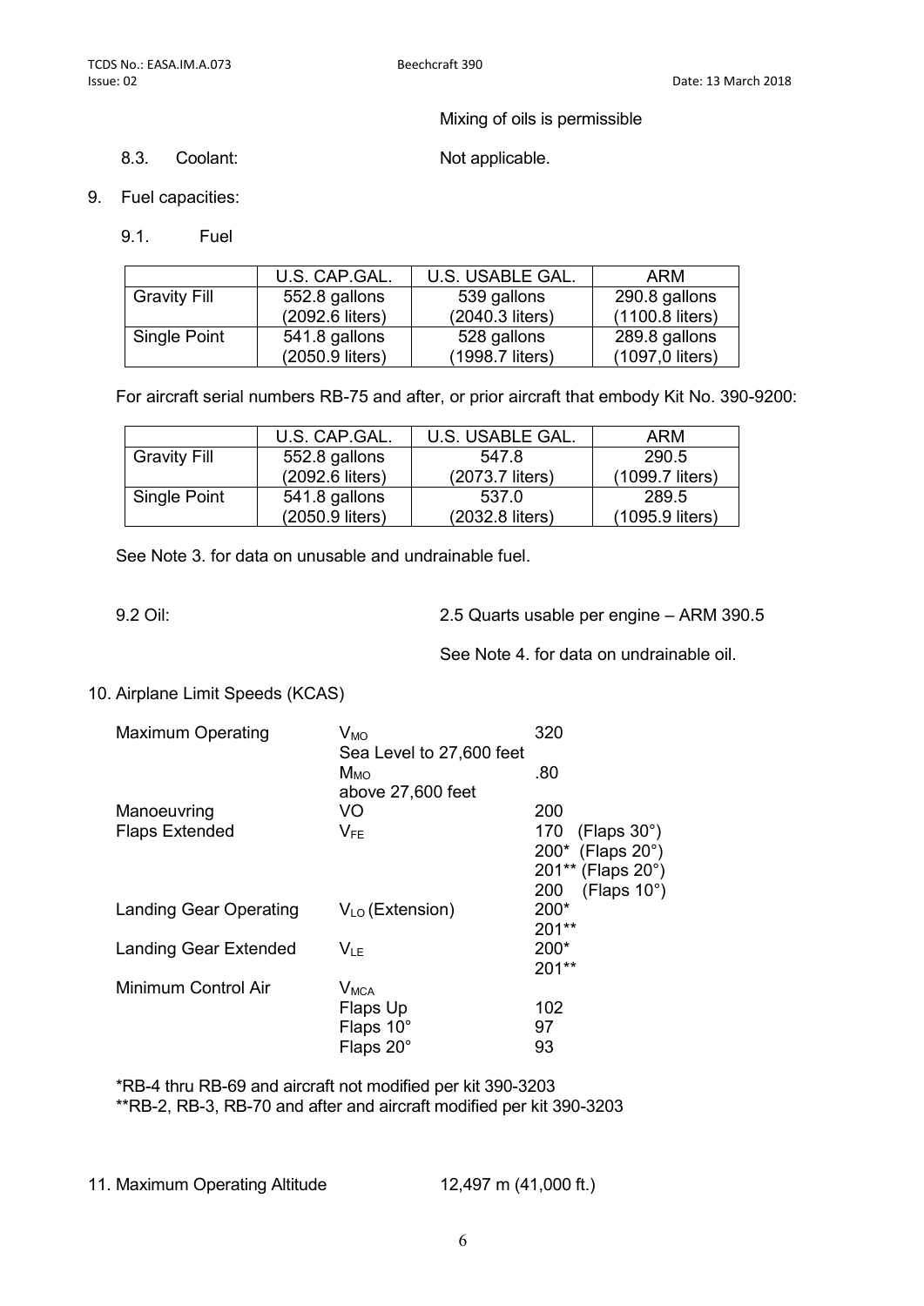Mixing of oils is permissible

8.3. Coolant: Not applicable.

9. Fuel capacities:

9.1. Fuel

| | U.S. CAP.GAL. | U.S. USABLE GAL. | ARM |
|---|---|---|---|
| Gravity Fill | 552.8 gallons (2092.6 liters) | 539 gallons (2040.3 liters) | 290.8 gallons (1100.8 liters) |
| Single Point | 541.8 gallons (2050.9 liters) | 528 gallons (1998.7 liters) | 289.8 gallons (1097,0 liters) |

For aircraft serial numbers RB-75 and after, or prior aircraft that embody Kit No. 390-9200:

| | U.S. CAP.GAL. | U.S. USABLE GAL. | ARM |
|---|---|---|---|
| Gravity Fill | 552.8 gallons (2092.6 liters) | 547.8 (2073.7 liters) | 290.5 (1099.7 liters) |
| Single Point | 541.8 gallons (2050.9 liters) | 537.0 (2032.8 liters) | 289.5 (1095.9 liters) |

See Note 3. for data on unusable and undrainable fuel.

9.2 Oil: 2.5 Quarts usable per engine – ARM 390.5

See Note 4. for data on undrainable oil.

10. Airplane Limit Speeds (KCAS)

| | | |
|---|---|---|
| Maximum Operating | $V_{MO}$ Sea Level to 27,600 feet | 320 |
| | $M_{MO}$ above 27,600 feet | .80 |
| Manoeuvring | VO | 200 |
| Flaps Extended | $V_{FE}$ | 170 (Flaps 30°) |
| | | 200* (Flaps 20°) |
| | | 201** (Flaps 20°) |
| | | 200 (Flaps 10°) |
| Landing Gear Operating | $V_{LO}$ (Extension) | 200* |
| | | 201** |
| Landing Gear Extended | $V_{LE}$ | 200* |
| | | 201** |
| Minimum Control Air | $V_{MCA}$ | |
| | Flaps Up | 102 |
| | Flaps 10° | 97 |
| | Flaps 20° | 93 |

*RB-4 thru RB-69 and aircraft not modified per kit 390-3203
**RB-2, RB-3, RB-70 and after and aircraft modified per kit 390-3203

11. Maximum Operating Altitude 12,497 m (41,000 ft.)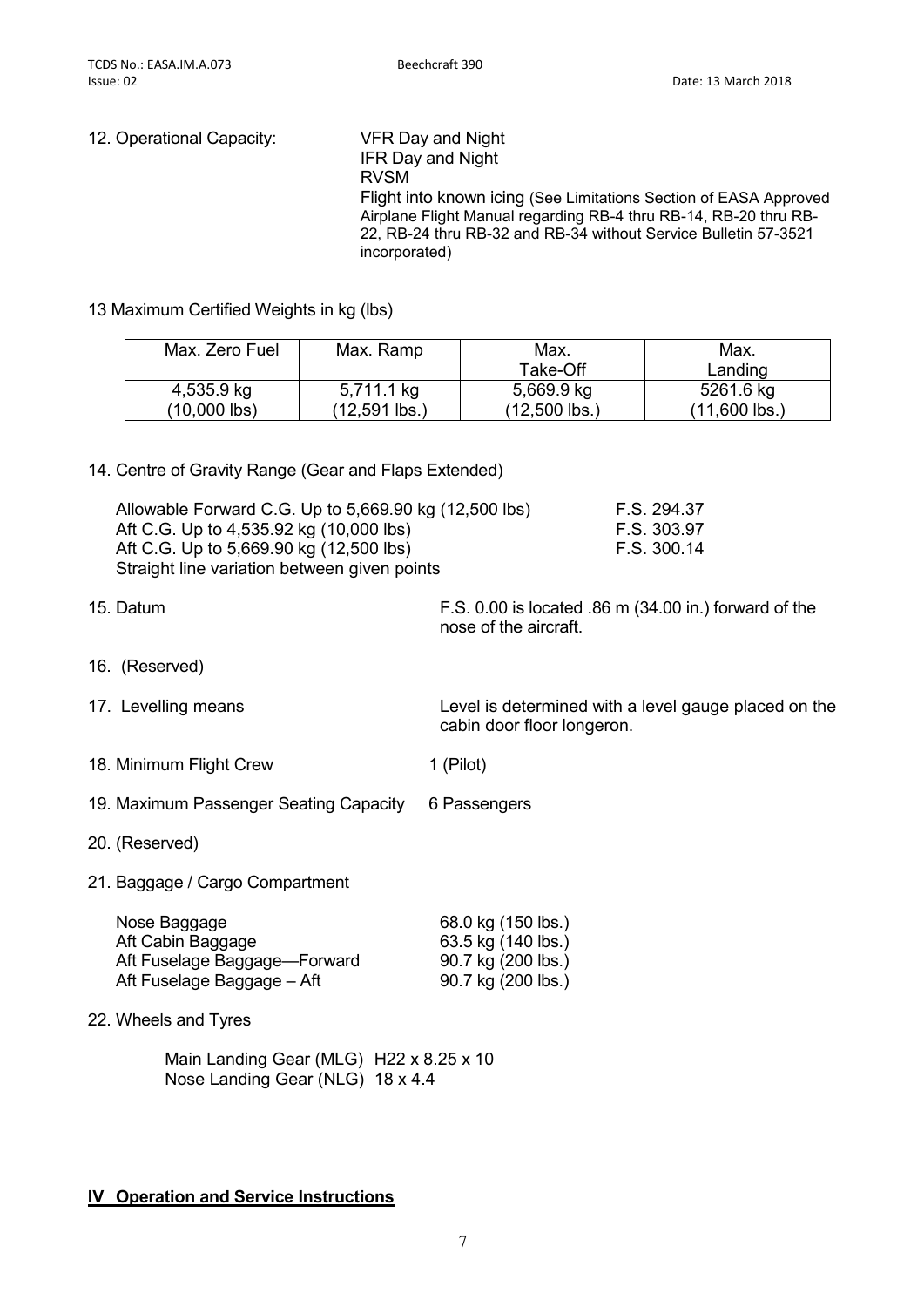12. Operational Capacity: VFR Day and Night
IFR Day and Night
RVSM
Flight into known icing (See Limitations Section of EASA Approved Airplane Flight Manual regarding RB-4 thru RB-14, RB-20 thru RB-22, RB-24 thru RB-32 and RB-34 without Service Bulletin 57-3521 incorporated)

13 Maximum Certified Weights in kg (lbs)

| Max. Zero Fuel | Max. Ramp | Max. Take-Off | Max. Landing |
|---|---|---|---|
| 4,535.9 kg (10,000 lbs) | 5,711.1 kg (12,591 lbs.) | 5,669.9 kg (12,500 lbs.) | 5261.6 kg (11,600 lbs.) |

14. Centre of Gravity Range (Gear and Flaps Extended)

| | |
|---|---|
| Allowable Forward C.G. Up to 5,669.90 kg (12,500 lbs) | F.S. 294.37 |
| Aft C.G. Up to 4,535.92 kg (10,000 lbs) | F.S. 303.97 |
| Aft C.G. Up to 5,669.90 kg (12,500 lbs) | F.S. 300.14 |

Straight line variation between given points

15. Datum — F.S. 0.00 is located .86 m (34.00 in.) forward of the nose of the aircraft.

16. (Reserved)

17. Levelling means — Level is determined with a level gauge placed on the cabin door floor longeron.

18. Minimum Flight Crew — 1 (Pilot)

19. Maximum Passenger Seating Capacity — 6 Passengers

20. (Reserved)

21. Baggage / Cargo Compartment

| | |
|---|---|
| Nose Baggage | 68.0 kg (150 lbs.) |
| Aft Cabin Baggage | 63.5 kg (140 lbs.) |
| Aft Fuselage Baggage—Forward | 90.7 kg (200 lbs.) |
| Aft Fuselage Baggage – Aft | 90.7 kg (200 lbs.) |

22. Wheels and Tyres

Main Landing Gear (MLG) H22 x 8.25 x 10
Nose Landing Gear (NLG) 18 x 4.4

## IV Operation and Service Instructions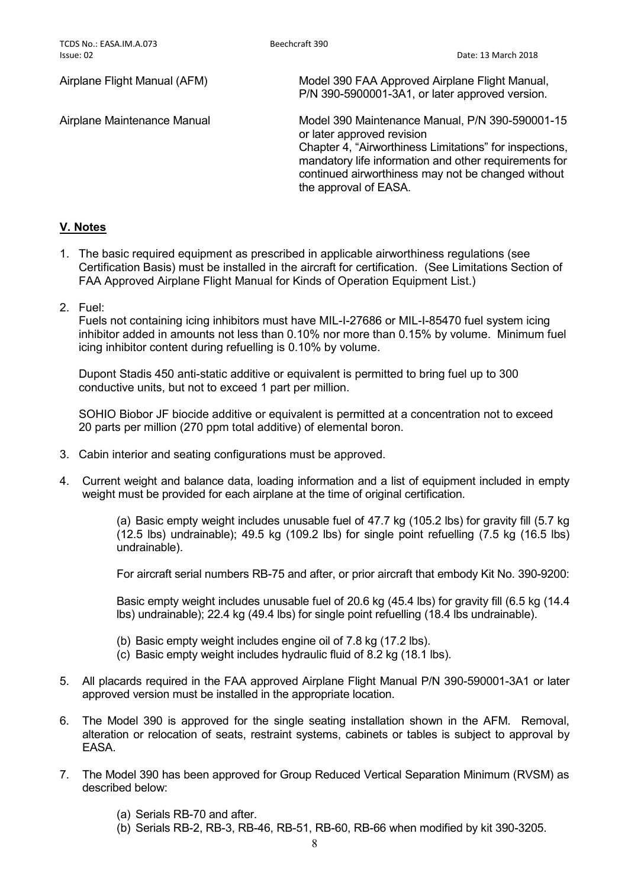| | |
|---|---|
| Airplane Flight Manual (AFM) | Model 390 FAA Approved Airplane Flight Manual, P/N 390-5900001-3A1, or later approved version. |
| Airplane Maintenance Manual | Model 390 Maintenance Manual, P/N 390-590001-15 or later approved revision<br>Chapter 4, "Airworthiness Limitations" for inspections, mandatory life information and other requirements for continued airworthiness may not be changed without the approval of EASA. |

## V. Notes

1. The basic required equipment as prescribed in applicable airworthiness regulations (see Certification Basis) must be installed in the aircraft for certification. (See Limitations Section of FAA Approved Airplane Flight Manual for Kinds of Operation Equipment List.)

2. Fuel:
   Fuels not containing icing inhibitors must have MIL-I-27686 or MIL-I-85470 fuel system icing inhibitor added in amounts not less than 0.10% nor more than 0.15% by volume. Minimum fuel icing inhibitor content during refuelling is 0.10% by volume.

   Dupont Stadis 450 anti-static additive or equivalent is permitted to bring fuel up to 300 conductive units, but not to exceed 1 part per million.

   SOHIO Biobor JF biocide additive or equivalent is permitted at a concentration not to exceed 20 parts per million (270 ppm total additive) of elemental boron.

3. Cabin interior and seating configurations must be approved.

4. Current weight and balance data, loading information and a list of equipment included in empty weight must be provided for each airplane at the time of original certification.

   (a) Basic empty weight includes unusable fuel of 47.7 kg (105.2 lbs) for gravity fill (5.7 kg (12.5 lbs) undrainable); 49.5 kg (109.2 lbs) for single point refuelling (7.5 kg (16.5 lbs) undrainable).

   For aircraft serial numbers RB-75 and after, or prior aircraft that embody Kit No. 390-9200:

   Basic empty weight includes unusable fuel of 20.6 kg (45.4 lbs) for gravity fill (6.5 kg (14.4 lbs) undrainable); 22.4 kg (49.4 lbs) for single point refuelling (18.4 lbs undrainable).

   (b) Basic empty weight includes engine oil of 7.8 kg (17.2 lbs).
   (c) Basic empty weight includes hydraulic fluid of 8.2 kg (18.1 lbs).

5. All placards required in the FAA approved Airplane Flight Manual P/N 390-590001-3A1 or later approved version must be installed in the appropriate location.

6. The Model 390 is approved for the single seating installation shown in the AFM. Removal, alteration or relocation of seats, restraint systems, cabinets or tables is subject to approval by EASA.

7. The Model 390 has been approved for Group Reduced Vertical Separation Minimum (RVSM) as described below:

   (a) Serials RB-70 and after.
   (b) Serials RB-2, RB-3, RB-46, RB-51, RB-60, RB-66 when modified by kit 390-3205.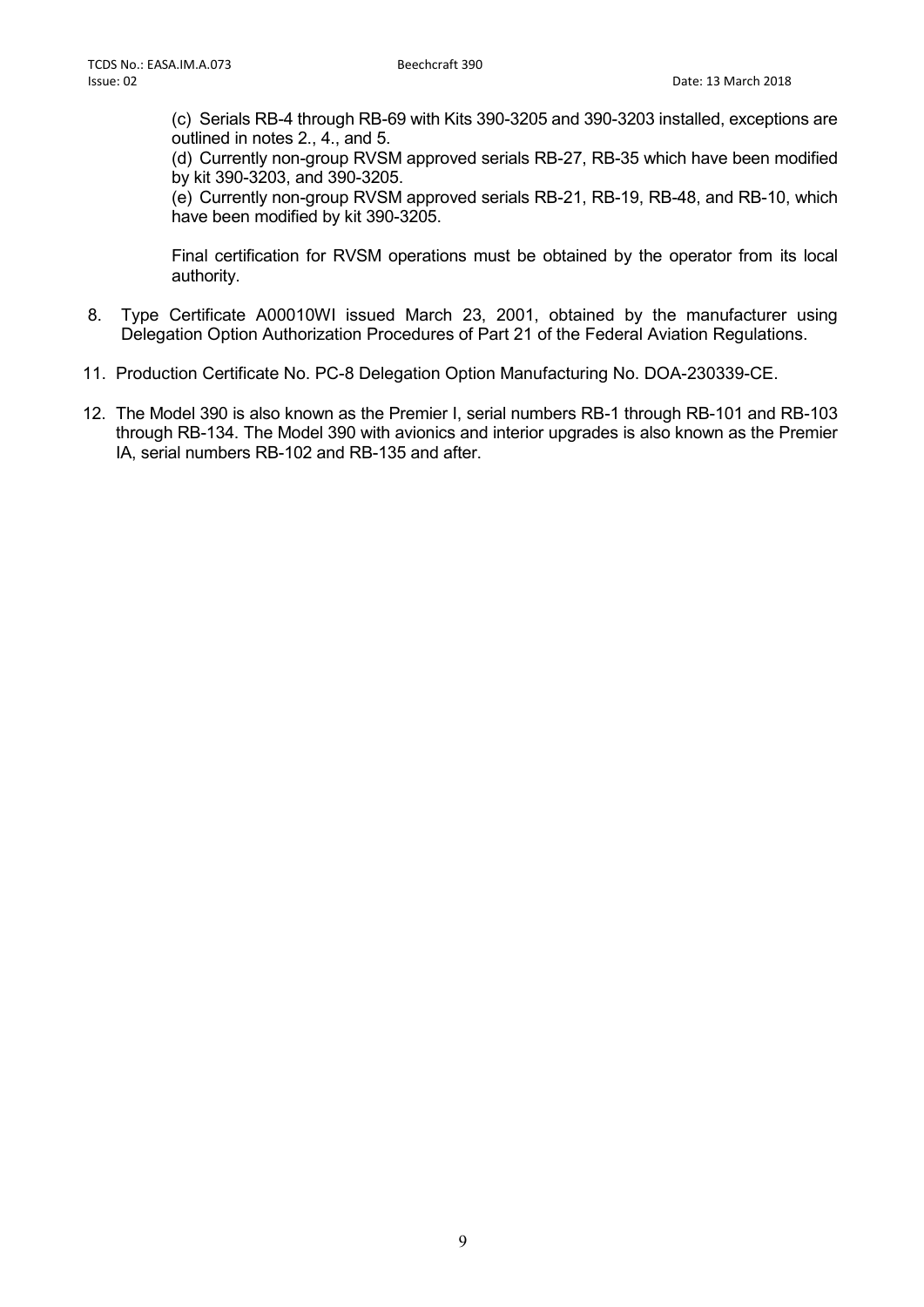(c) Serials RB-4 through RB-69 with Kits 390-3205 and 390-3203 installed, exceptions are outlined in notes 2., 4., and 5.

(d) Currently non-group RVSM approved serials RB-27, RB-35 which have been modified by kit 390-3203, and 390-3205.

(e) Currently non-group RVSM approved serials RB-21, RB-19, RB-48, and RB-10, which have been modified by kit 390-3205.

Final certification for RVSM operations must be obtained by the operator from its local authority.

8. Type Certificate A00010WI issued March 23, 2001, obtained by the manufacturer using Delegation Option Authorization Procedures of Part 21 of the Federal Aviation Regulations.

11. Production Certificate No. PC-8 Delegation Option Manufacturing No. DOA-230339-CE.

12. The Model 390 is also known as the Premier I, serial numbers RB-1 through RB-101 and RB-103 through RB-134. The Model 390 with avionics and interior upgrades is also known as the Premier IA, serial numbers RB-102 and RB-135 and after.